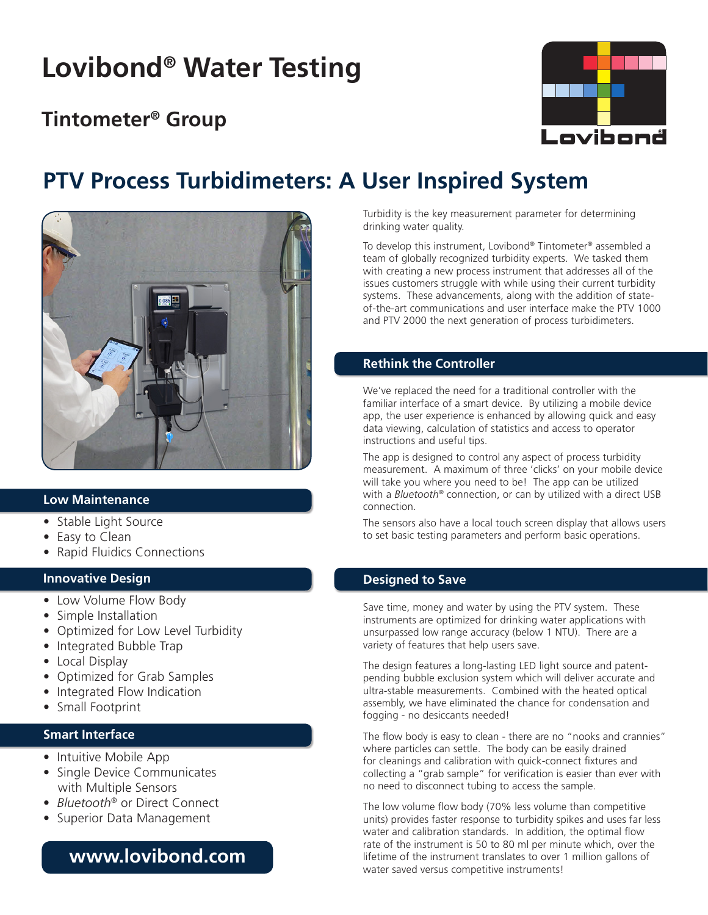# Lovibond® Water Testing

## Tintometer® Group

# PTV Process Turbidimeters: A User Inspired System

Turbidity is the key measurement parameter for determining drinking water quality.

To develop this instrument, Lovibond® Tintometer® assembled a team of globally recognized turbidity experts. We tasked them with creating a new process instrument that addresses all of the issues customers struggle with while using their current turbidity systems. These advancements, along with the addition of state-of-the-art communications and user interface make the PTV 1000 and PTV 2000 the next generation of process turbidimeters.

### Rethink the Controller

We've replaced the need for a traditional controller with the familiar interface of a smart device. By utilizing a mobile device app, the user experience is enhanced by allowing quick and easy data viewing, calculation of statistics and access to operator instructions and useful tips.

The app is designed to control any aspect of process turbidity measurement. A maximum of three 'clicks' on your mobile device will take you where you need to be! The app can be utilized with a *Bluetooth*® connection, or can by utilized with a direct USB connection.

The sensors also have a local touch screen display that allows users to set basic testing parameters and perform basic operations.

### Low Maintenance

- Stable Light Source
- Easy to Clean
- Rapid Fluidics Connections

### Innovative Design

- Low Volume Flow Body
- Simple Installation
- Optimized for Low Level Turbidity
- Integrated Bubble Trap
- Local Display
- Optimized for Grab Samples
- Integrated Flow Indication
- Small Footprint

### Smart Interface

- Intuitive Mobile App
- Single Device Communicates with Multiple Sensors
- *Bluetooth*® or Direct Connect
- Superior Data Management

**www.lovibond.com**

### Designed to Save

Save time, money and water by using the PTV system. These instruments are optimized for drinking water applications with unsurpassed low range accuracy (below 1 NTU). There are a variety of features that help users save.

The design features a long-lasting LED light source and patent-pending bubble exclusion system which will deliver accurate and ultra-stable measurements. Combined with the heated optical assembly, we have eliminated the chance for condensation and fogging - no desiccants needed!

The flow body is easy to clean - there are no "nooks and crannies" where particles can settle. The body can be easily drained for cleanings and calibration with quick-connect fixtures and collecting a "grab sample" for verification is easier than ever with no need to disconnect tubing to access the sample.

The low volume flow body (70% less volume than competitive units) provides faster response to turbidity spikes and uses far less water and calibration standards. In addition, the optimal flow rate of the instrument is 50 to 80 ml per minute which, over the lifetime of the instrument translates to over 1 million gallons of water saved versus competitive instruments!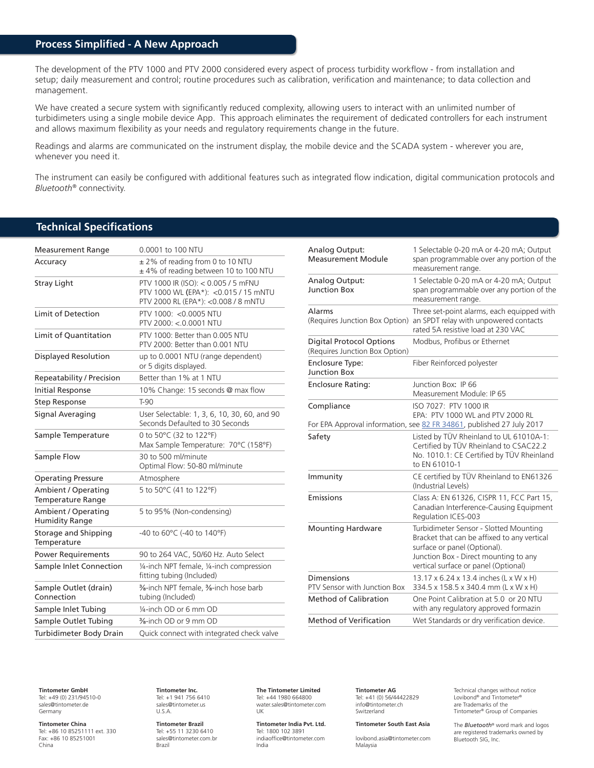## Process Simplified - A New Approach

The development of the PTV 1000 and PTV 2000 considered every aspect of process turbidity workflow - from installation and setup; daily measurement and control; routine procedures such as calibration, verification and maintenance; to data collection and management.

We have created a secure system with significantly reduced complexity, allowing users to interact with an unlimited number of turbidimeters using a single mobile device App. This approach eliminates the requirement of dedicated controllers for each instrument and allows maximum flexibility as your needs and regulatory requirements change in the future.

Readings and alarms are communicated on the instrument display, the mobile device and the SCADA system - wherever you are, whenever you need it.

The instrument can easily be configured with additional features such as integrated flow indication, digital communication protocols and *Bluetooth*® connectivity.

## Technical Specifications

| | |
|---|---|
| Measurement Range | 0.0001 to 100 NTU |
| Accuracy | ± 2% of reading from 0 to 10 NTU<br>± 4% of reading between 10 to 100 NTU |
| Stray Light | PTV 1000 IR (ISO): < 0.005 / 5 mFNU<br>PTV 1000 WL (EPA*): <0.015 / 15 mNTU<br>PTV 2000 RL (EPA*): <0.008 / 8 mNTU |
| Limit of Detection | PTV 1000: <0.0005 NTU<br>PTV 2000: <.0.0001 NTU |
| Limit of Quantitation | PTV 1000: Better than 0.005 NTU<br>PTV 2000: Better than 0.001 NTU |
| Displayed Resolution | up to 0.0001 NTU (range dependent) or 5 digits displayed. |
| Repeatability / Precision | Better than 1% at 1 NTU |
| Initial Response | 10% Change: 15 seconds @ max flow |
| Step Response | T-90 |
| Signal Averaging | User Selectable: 1, 3, 6, 10, 30, 60, and 90 Seconds Defaulted to 30 Seconds |
| Sample Temperature | 0 to 50°C (32 to 122°F)<br>Max Sample Temperature: 70°C (158°F) |
| Sample Flow | 30 to 500 ml/minute<br>Optimal Flow: 50-80 ml/minute |
| Operating Pressure | Atmosphere |
| Ambient / Operating Temperature Range | 5 to 50°C (41 to 122°F) |
| Ambient / Operating Humidity Range | 5 to 95% (Non-condensing) |
| Storage and Shipping Temperature | -40 to 60°C (-40 to 140°F) |
| Power Requirements | 90 to 264 VAC, 50/60 Hz. Auto Select |
| Sample Inlet Connection | ¼-inch NPT female, ¼-inch compression fitting tubing (Included) |
| Sample Outlet (drain) Connection | ⅜-inch NPT female, ⅜-inch hose barb tubing (Included) |
| Sample Inlet Tubing | ¼-inch OD or 6 mm OD |
| Sample Outlet Tubing | ⅜-inch OD or 9 mm OD |
| Turbidimeter Body Drain | Quick connect with integrated check valve |

| | |
|---|---|
| Analog Output: Measurement Module | 1 Selectable 0-20 mA or 4-20 mA; Output span programmable over any portion of the measurement range. |
| Analog Output: Junction Box | 1 Selectable 0-20 mA or 4-20 mA; Output span programmable over any portion of the measurement range. |
| Alarms (Requires Junction Box Option) | Three set-point alarms, each equipped with an SPDT relay with unpowered contacts rated 5A resistive load at 230 VAC |
| Digital Protocol Options (Requires Junction Box Option) | Modbus, Profibus or Ethernet |
| Enclosure Type: Junction Box | Fiber Reinforced polyester |
| Enclosure Rating: | Junction Box: IP 66<br>Measurement Module: IP 65 |
| Compliance | ISO 7027: PTV 1000 IR<br>EPA: PTV 1000 WL and PTV 2000 RL<br>For EPA Approval information, see 82 FR 34861, published 27 July 2017 |
| Safety | Listed by TÜV Rheinland to UL 61010A-1: Certified by TÜV Rheinland to CSAC22.2 No. 1010.1: CE Certified by TÜV Rheinland to EN 61010-1 |
| Immunity | CE certified by TÜV Rheinland to EN61326 (Industrial Levels) |
| Emissions | Class A: EN 61326, CISPR 11, FCC Part 15, Canadian Interference-Causing Equipment Regulation ICES-003 |
| Mounting Hardware | Turbidimeter Sensor - Slotted Mounting Bracket that can be affixed to any vertical surface or panel (Optional).<br>Junction Box - Direct mounting to any vertical surface or panel (Optional) |
| Dimensions PTV Sensor with Junction Box | 13.17 x 6.24 x 13.4 inches (L x W x H)<br>334.5 x 158.5 x 340.4 mm (L x W x H) |
| Method of Calibration | One Point Calibration at 5.0 or 20 NTU with any regulatory approved formazin |
| Method of Verification | Wet Standards or dry verification device. |

**Tintometer GmbH**
Tel: +49 (0) 231/94510-0
sales@tintometer.de
Germany

**Tintometer China**
Tel: +86 10 85251111 ext. 330
Fax: +86 10 85251001
China

**Tintometer Inc.**
Tel: +1 941 756 6410
sales@tintometer.us
U.S.A.

**Tintometer Brazil**
Tel: +55 11 3230 6410
sales@tintometer.com.br
Brazil

**The Tintometer Limited**
Tel: +44 1980 664800
water.sales@tintometer.com
UK

**Tintometer India Pvt. Ltd.**
Tel: 1800 102 3891
indiaoffice@tintometer.com
India

**Tintometer AG**
Tel: +41 (0) 56/44422829
info@tintometer.ch
Switzerland

**Tintometer South East Asia**
lovibond.asia@tintometer.com
Malaysia

Technical changes without notice
Lovibond® and Tintometer® are Trademarks of the Tintometer® Group of Companies

The *Bluetooth*® word mark and logos are registered trademarks owned by Bluetooth SIG, Inc.